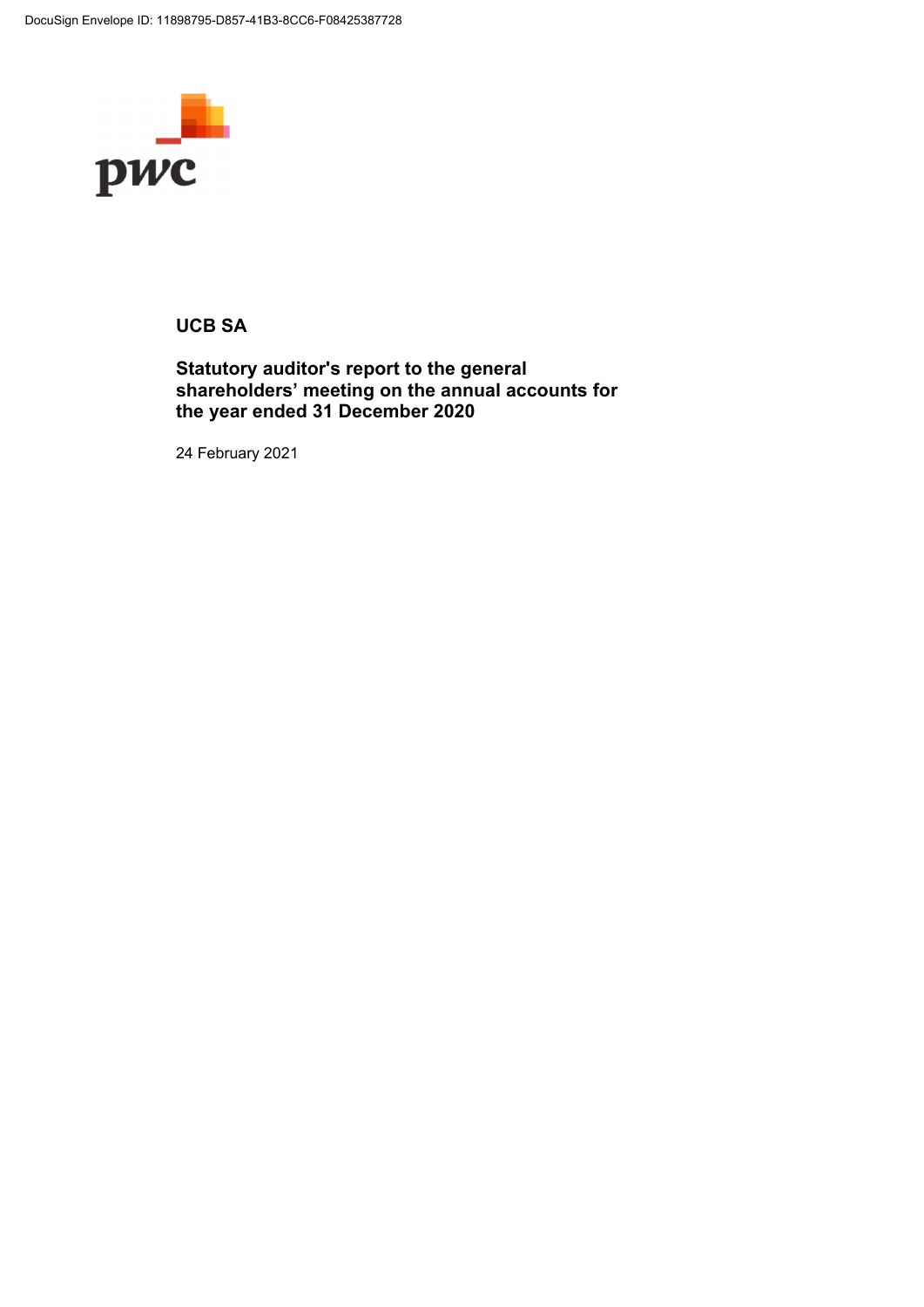DocuSign Envelope ID: 11898795-D857-41B3-8CC6-F08425387728

pwc

# UCB SA

## Statutory auditor's report to the general shareholders' meeting on the annual accounts for the year ended 31 December 2020

24 February 2021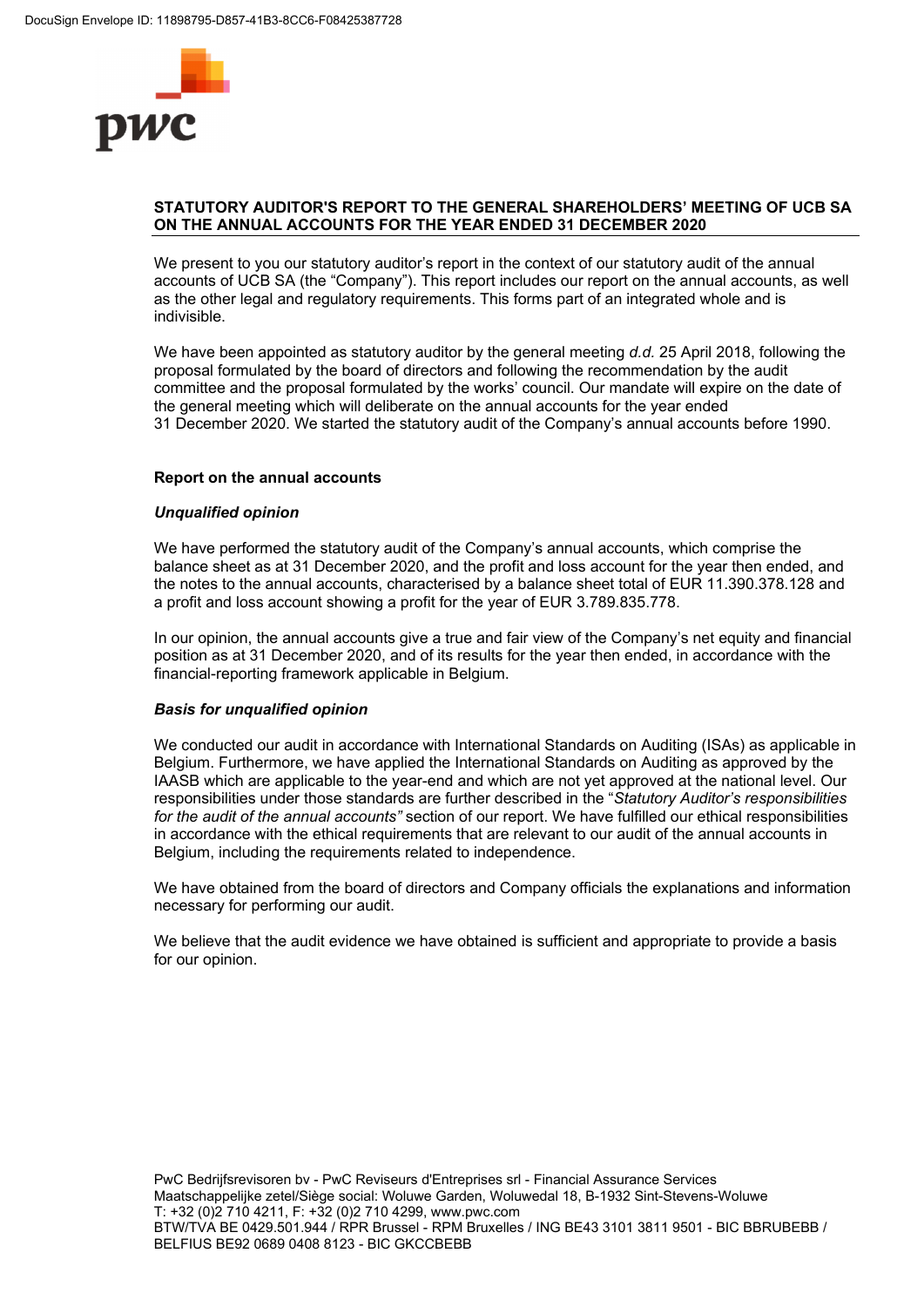## STATUTORY AUDITOR'S REPORT TO THE GENERAL SHAREHOLDERS' MEETING OF UCB SA ON THE ANNUAL ACCOUNTS FOR THE YEAR ENDED 31 DECEMBER 2020

We present to you our statutory auditor's report in the context of our statutory audit of the annual accounts of UCB SA (the "Company"). This report includes our report on the annual accounts, as well as the other legal and regulatory requirements. This forms part of an integrated whole and is indivisible.

We have been appointed as statutory auditor by the general meeting *d.d.* 25 April 2018, following the proposal formulated by the board of directors and following the recommendation by the audit committee and the proposal formulated by the works' council. Our mandate will expire on the date of the general meeting which will deliberate on the annual accounts for the year ended 31 December 2020. We started the statutory audit of the Company's annual accounts before 1990.

### Report on the annual accounts

#### *Unqualified opinion*

We have performed the statutory audit of the Company's annual accounts, which comprise the balance sheet as at 31 December 2020, and the profit and loss account for the year then ended, and the notes to the annual accounts, characterised by a balance sheet total of EUR 11.390.378.128 and a profit and loss account showing a profit for the year of EUR 3.789.835.778.

In our opinion, the annual accounts give a true and fair view of the Company's net equity and financial position as at 31 December 2020, and of its results for the year then ended, in accordance with the financial-reporting framework applicable in Belgium.

#### *Basis for unqualified opinion*

We conducted our audit in accordance with International Standards on Auditing (ISAs) as applicable in Belgium. Furthermore, we have applied the International Standards on Auditing as approved by the IAASB which are applicable to the year-end and which are not yet approved at the national level. Our responsibilities under those standards are further described in the "*Statutory Auditor's responsibilities for the audit of the annual accounts"* section of our report. We have fulfilled our ethical responsibilities in accordance with the ethical requirements that are relevant to our audit of the annual accounts in Belgium, including the requirements related to independence.

We have obtained from the board of directors and Company officials the explanations and information necessary for performing our audit.

We believe that the audit evidence we have obtained is sufficient and appropriate to provide a basis for our opinion.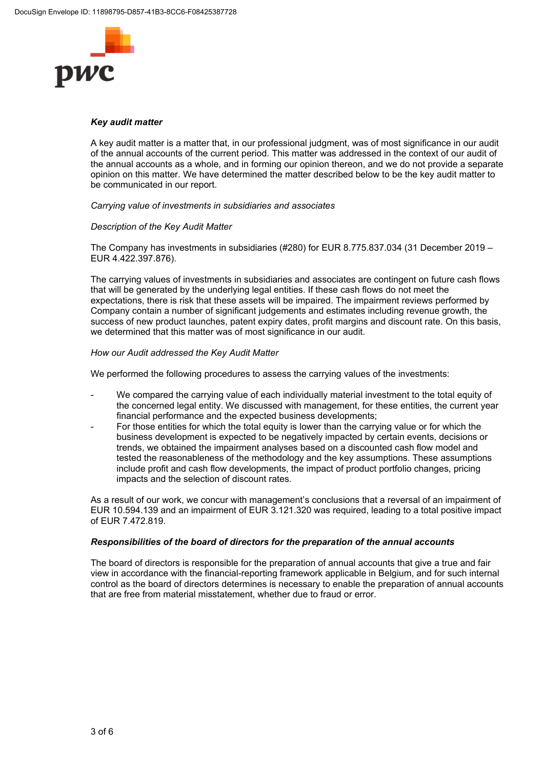### *Key audit matter*

A key audit matter is a matter that, in our professional judgment, was of most significance in our audit of the annual accounts of the current period. This matter was addressed in the context of our audit of the annual accounts as a whole, and in forming our opinion thereon, and we do not provide a separate opinion on this matter. We have determined the matter described below to be the key audit matter to be communicated in our report.

*Carrying value of investments in subsidiaries and associates*

*Description of the Key Audit Matter*

The Company has investments in subsidiaries (#280) for EUR 8.775.837.034 (31 December 2019 – EUR 4.422.397.876).

The carrying values of investments in subsidiaries and associates are contingent on future cash flows that will be generated by the underlying legal entities. If these cash flows do not meet the expectations, there is risk that these assets will be impaired. The impairment reviews performed by Company contain a number of significant judgements and estimates including revenue growth, the success of new product launches, patent expiry dates, profit margins and discount rate. On this basis, we determined that this matter was of most significance in our audit.

*How our Audit addressed the Key Audit Matter*

We performed the following procedures to assess the carrying values of the investments:

- We compared the carrying value of each individually material investment to the total equity of the concerned legal entity. We discussed with management, for these entities, the current year financial performance and the expected business developments;
- For those entities for which the total equity is lower than the carrying value or for which the business development is expected to be negatively impacted by certain events, decisions or trends, we obtained the impairment analyses based on a discounted cash flow model and tested the reasonableness of the methodology and the key assumptions. These assumptions include profit and cash flow developments, the impact of product portfolio changes, pricing impacts and the selection of discount rates.

As a result of our work, we concur with management's conclusions that a reversal of an impairment of EUR 10.594.139 and an impairment of EUR 3.121.320 was required, leading to a total positive impact of EUR 7.472.819.

### *Responsibilities of the board of directors for the preparation of the annual accounts*

The board of directors is responsible for the preparation of annual accounts that give a true and fair view in accordance with the financial-reporting framework applicable in Belgium, and for such internal control as the board of directors determines is necessary to enable the preparation of annual accounts that are free from material misstatement, whether due to fraud or error.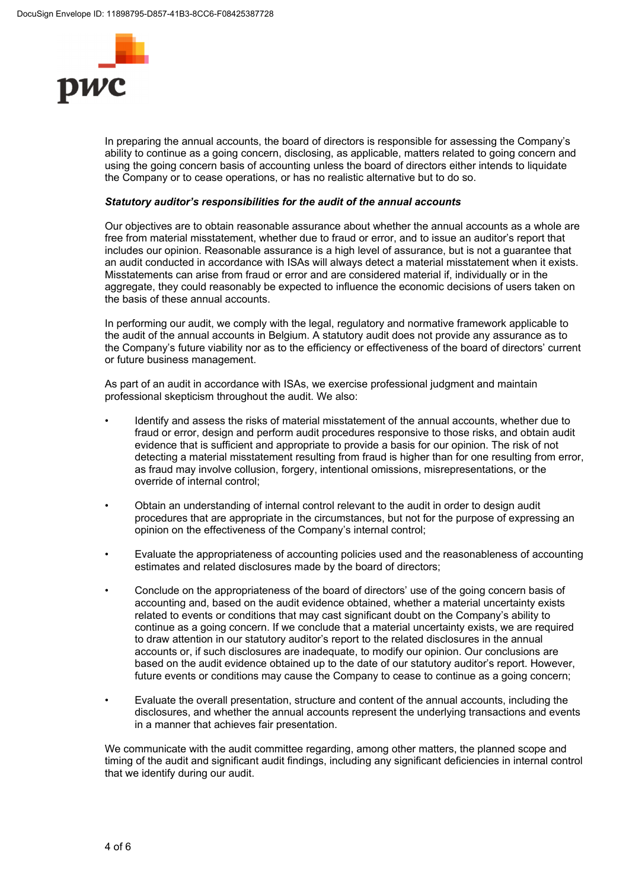In preparing the annual accounts, the board of directors is responsible for assessing the Company's ability to continue as a going concern, disclosing, as applicable, matters related to going concern and using the going concern basis of accounting unless the board of directors either intends to liquidate the Company or to cease operations, or has no realistic alternative but to do so.

***Statutory auditor's responsibilities for the audit of the annual accounts***

Our objectives are to obtain reasonable assurance about whether the annual accounts as a whole are free from material misstatement, whether due to fraud or error, and to issue an auditor's report that includes our opinion. Reasonable assurance is a high level of assurance, but is not a guarantee that an audit conducted in accordance with ISAs will always detect a material misstatement when it exists. Misstatements can arise from fraud or error and are considered material if, individually or in the aggregate, they could reasonably be expected to influence the economic decisions of users taken on the basis of these annual accounts.

In performing our audit, we comply with the legal, regulatory and normative framework applicable to the audit of the annual accounts in Belgium. A statutory audit does not provide any assurance as to the Company's future viability nor as to the efficiency or effectiveness of the board of directors' current or future business management.

As part of an audit in accordance with ISAs, we exercise professional judgment and maintain professional skepticism throughout the audit. We also:

- Identify and assess the risks of material misstatement of the annual accounts, whether due to fraud or error, design and perform audit procedures responsive to those risks, and obtain audit evidence that is sufficient and appropriate to provide a basis for our opinion. The risk of not detecting a material misstatement resulting from fraud is higher than for one resulting from error, as fraud may involve collusion, forgery, intentional omissions, misrepresentations, or the override of internal control;
- Obtain an understanding of internal control relevant to the audit in order to design audit procedures that are appropriate in the circumstances, but not for the purpose of expressing an opinion on the effectiveness of the Company's internal control;
- Evaluate the appropriateness of accounting policies used and the reasonableness of accounting estimates and related disclosures made by the board of directors;
- Conclude on the appropriateness of the board of directors' use of the going concern basis of accounting and, based on the audit evidence obtained, whether a material uncertainty exists related to events or conditions that may cast significant doubt on the Company's ability to continue as a going concern. If we conclude that a material uncertainty exists, we are required to draw attention in our statutory auditor's report to the related disclosures in the annual accounts or, if such disclosures are inadequate, to modify our opinion. Our conclusions are based on the audit evidence obtained up to the date of our statutory auditor's report. However, future events or conditions may cause the Company to cease to continue as a going concern;
- Evaluate the overall presentation, structure and content of the annual accounts, including the disclosures, and whether the annual accounts represent the underlying transactions and events in a manner that achieves fair presentation.

We communicate with the audit committee regarding, among other matters, the planned scope and timing of the audit and significant audit findings, including any significant deficiencies in internal control that we identify during our audit.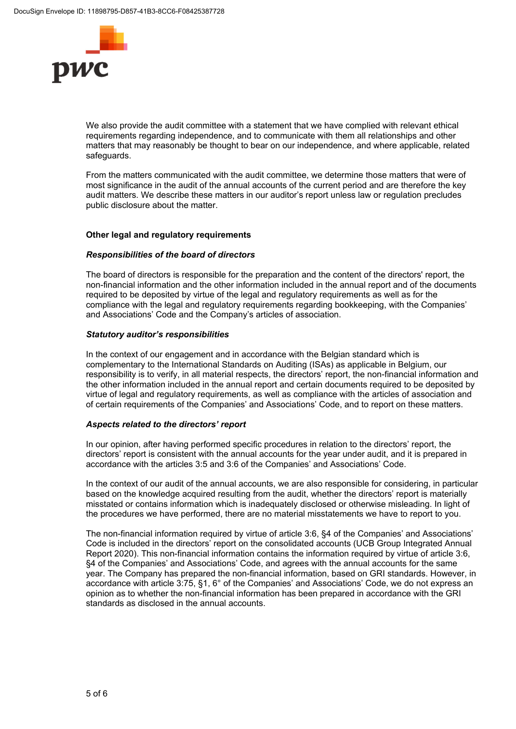We also provide the audit committee with a statement that we have complied with relevant ethical requirements regarding independence, and to communicate with them all relationships and other matters that may reasonably be thought to bear on our independence, and where applicable, related safeguards.

From the matters communicated with the audit committee, we determine those matters that were of most significance in the audit of the annual accounts of the current period and are therefore the key audit matters. We describe these matters in our auditor's report unless law or regulation precludes public disclosure about the matter.

### Other legal and regulatory requirements

#### *Responsibilities of the board of directors*

The board of directors is responsible for the preparation and the content of the directors' report, the non-financial information and the other information included in the annual report and of the documents required to be deposited by virtue of the legal and regulatory requirements as well as for the compliance with the legal and regulatory requirements regarding bookkeeping, with the Companies' and Associations' Code and the Company's articles of association.

#### *Statutory auditor's responsibilities*

In the context of our engagement and in accordance with the Belgian standard which is complementary to the International Standards on Auditing (ISAs) as applicable in Belgium, our responsibility is to verify, in all material respects, the directors' report, the non-financial information and the other information included in the annual report and certain documents required to be deposited by virtue of legal and regulatory requirements, as well as compliance with the articles of association and of certain requirements of the Companies' and Associations' Code, and to report on these matters.

#### *Aspects related to the directors' report*

In our opinion, after having performed specific procedures in relation to the directors' report, the directors' report is consistent with the annual accounts for the year under audit, and it is prepared in accordance with the articles 3:5 and 3:6 of the Companies' and Associations' Code.

In the context of our audit of the annual accounts, we are also responsible for considering, in particular based on the knowledge acquired resulting from the audit, whether the directors' report is materially misstated or contains information which is inadequately disclosed or otherwise misleading. In light of the procedures we have performed, there are no material misstatements we have to report to you.

The non-financial information required by virtue of article 3:6, §4 of the Companies' and Associations' Code is included in the directors' report on the consolidated accounts (UCB Group Integrated Annual Report 2020). This non-financial information contains the information required by virtue of article 3:6, §4 of the Companies' and Associations' Code, and agrees with the annual accounts for the same year. The Company has prepared the non-financial information, based on GRI standards. However, in accordance with article 3:75, §1, 6° of the Companies' and Associations' Code, we do not express an opinion as to whether the non-financial information has been prepared in accordance with the GRI standards as disclosed in the annual accounts.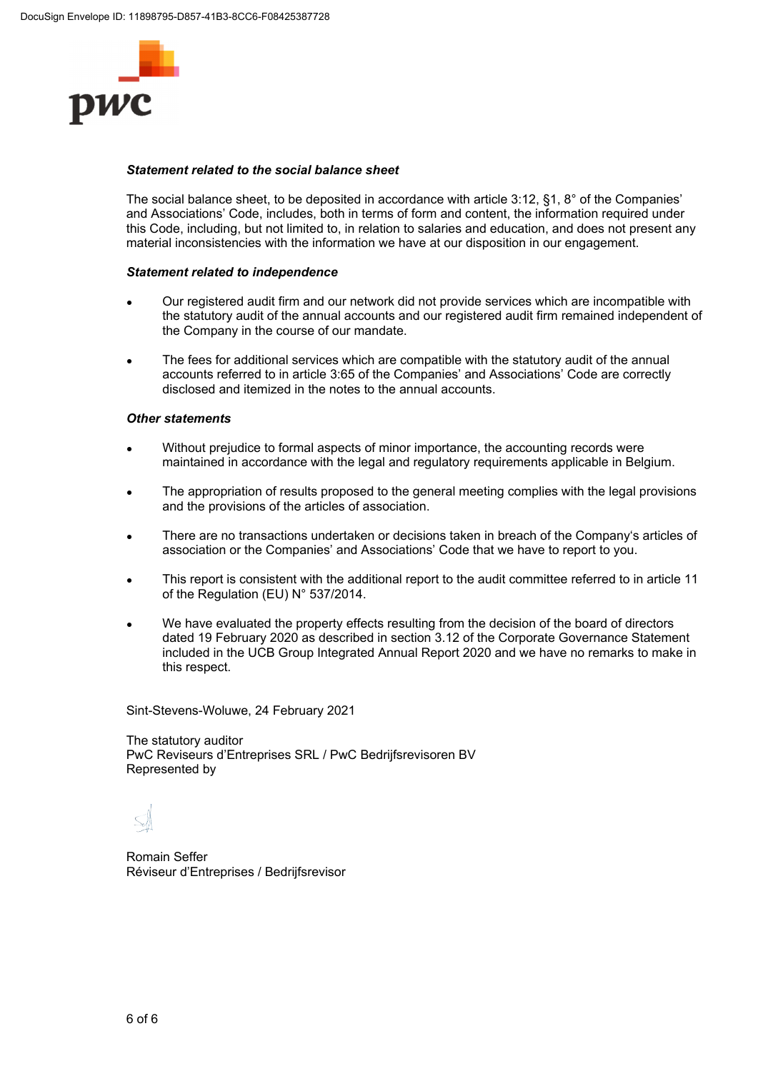***Statement related to the social balance sheet***

The social balance sheet, to be deposited in accordance with article 3:12, §1, 8° of the Companies' and Associations' Code, includes, both in terms of form and content, the information required under this Code, including, but not limited to, in relation to salaries and education, and does not present any material inconsistencies with the information we have at our disposition in our engagement.

***Statement related to independence***

- Our registered audit firm and our network did not provide services which are incompatible with the statutory audit of the annual accounts and our registered audit firm remained independent of the Company in the course of our mandate.
- The fees for additional services which are compatible with the statutory audit of the annual accounts referred to in article 3:65 of the Companies' and Associations' Code are correctly disclosed and itemized in the notes to the annual accounts.

***Other statements***

- Without prejudice to formal aspects of minor importance, the accounting records were maintained in accordance with the legal and regulatory requirements applicable in Belgium.
- The appropriation of results proposed to the general meeting complies with the legal provisions and the provisions of the articles of association.
- There are no transactions undertaken or decisions taken in breach of the Company's articles of association or the Companies' and Associations' Code that we have to report to you.
- This report is consistent with the additional report to the audit committee referred to in article 11 of the Regulation (EU) N° 537/2014.
- We have evaluated the property effects resulting from the decision of the board of directors dated 19 February 2020 as described in section 3.12 of the Corporate Governance Statement included in the UCB Group Integrated Annual Report 2020 and we have no remarks to make in this respect.

Sint-Stevens-Woluwe, 24 February 2021

The statutory auditor
PwC Reviseurs d'Entreprises SRL / PwC Bedrijfsrevisoren BV
Represented by

Romain Seffer
Réviseur d'Entreprises / Bedrijfsrevisor